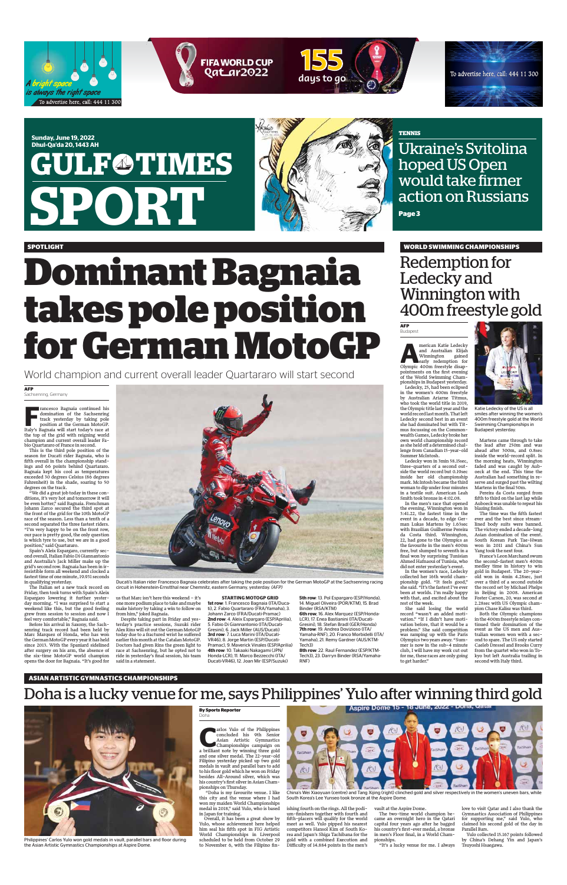A bright space is always the right space

To advertise here, call: 444 11 300

FIFA WORLD CUP Qatar2022 — 155 days to go

To advertise here, call: 444 11 300

Sunday, June 19, 2022
Dhul-Qa'da 20, 1443 AH

# GULF TIMES SPORT

TENNIS

## Ukraine's Svitolina hoped US Open would take firmer action on Russians

Page 3

SPOTLIGHT

# Dominant Bagnaia takes pole position for German MotoGP

World champion and current overall leader Quartararo will start second

**AFP**
Sachsenring, Germany

Francesco Bagnaia continued his domination of the Sachsenring track yesterday by taking pole position at the German MotoGP. Italy's Bagnaia will start today's race at the top of the grid with reigning world champion and current overall leader Fabio Quartararo of France in second.

This is the third pole position of the season for Ducati rider Bagnaia, who is fifth overall in the championship standings and 66 points behind Quartararo. Bagnaia kept his cool as temperatures exceeded 30 degrees Celsius (86 degrees Fahrenheit) in the shade, soaring to 50 degrees on the track.

"We did a great job today in these conditions, it's very hot and tomorrow it will be even hotter," said Bagnaia. Frenchman Johann Zarco secured the third spot at the front of the grid for the 10th MotoGP race of the season. Less than a tenth of a second separated the three fastest riders. "I'm very happy to be on the front row, our pace is pretty good, the only question is which tyre to use, but we are in a good position," said Quartararo.

Spain's Aleix Espargaro, currently second overall, Italian Fabio Di Giannantonio and Australia's Jack Miller make up the grid's second row. Bagnaia has been in irresistible form all weekend and clocked a fastest time of one minute, 19.931 seconds in qualifying yesterday.

The Italian set a new track record on Friday, then took turns with Spain's Aleix Espargaro lowering it further yesterday morning. "I was surprised to start a weekend like this, but the good feeling grew from session to session and now I feel very comfortable," Bagnaia said.

Before his arrival in Saxony, the Sachsenring track record had been held by Marc Marquez of Honda, who has won the German MotoGP every year it has held since 2013. With the Spaniard sidelined after surgery on his arm, the absence of the six-time MotoGP world champion opens the door for Bagnaia. "It's good for us that Marc isn't here this weekend – it's one more podium place to take and maybe make history by taking a win to follow on from him," joked Bagnaia.

Despite taking part in Friday and yesterday's practice sessions, Suzuki rider Alex Rins will sit out the German MotoGP today due to a fractured wrist he suffered earlier this month at the Catalan MotoGP. Doctors had given Rins the green light to race at Sachsenring, but he opted not to ride in yesterday's final session, his team said in a statement.

Ducati's Italian rider Francesco Bagnaia celebrates after taking the pole position for the German MotoGP at the Sachsenring racing circuit in Hohenstein-Ernstthal near Chemnitz, eastern Germany, yesterday. *(AFP)*

**STARTING MOTOGP GRID**

**1st row**: 1. Francesco Bagnaia (ITA/Ducati), 2. Fabio Quartararo (FRA/Yamaha), 3. Johann Zarco (FRA/Ducati-Pramac)
**2nd row**: 4. Aleix Espargaro (ESP/Aprilia), 5. Fabio Di Giannantonio (ITA/Ducati-Gresini), 6. Jack Miller (AUS/Ducati)
**3rd row**: 7. Luca Marini (ITA/Ducati-VR46), 8. Jorge Martin (ESP/Ducati-Pramac), 9. Maverick Vinales (ESP/Aprilia)
**4th row**: 10. Takaaki Nakagami (JPN/Honda-LCR), 11. Marco Bezzecchi (ITA/Ducati-VR46), 12. Joan Mir (ESP/Suzuki)
**5th row**: 13. Pol Espargaro (ESP/Honda), 14. Miguel Oliveira (POR/KTM), 15. Brad Binder (RSA/KTM)
**6th row**: 16. Alex Marquez (ESP/Honda-LCR), 17. Enea Bastianini (ITA/Ducati-Gresini), 18. Stefan Bradl (GER/Honda)
**7th row**: 19. Andrea Dovizioso (ITA/Yamaha-RNF), 20. Franco Morbidelli (ITA/Yamaha), 21. Remy Gardner (AUS/KTM-Tech3)
**8th row**: 22. Raul Fernandez (ESP/KTM-Tech3), 23. Darryn Binder (RSA/Yamaha-RNF)

WORLD SWIMMING CHAMPIONSHIPS

# Redemption for Ledecky and Winnington with 400m freestyle gold

**AFP**
Budapest

American Katie Ledecky and Australian Elijah Winnington gained early redemption for Olympic 400m freestyle disappointments on the first evening of the World Swimming Championships in Budapest yesterday.

Ledecky, 25, had been eclipsed in the women's 400m freestyle by Australian Ariarne Titmus, who took the world title in 2019, the Olympic title last year and the world record last month. That left Ledecky second best in an event she had dominated but with Titmus focussing on the Commonwealth Games, Ledecky broke her own world championship record as she held off a determined challenge from Canadian 15-year-old Summer McIntosh.

Ledecky won in 3min 58.15sec, three-quarters of a second outside the world record but 0.19sec inside her old championship mark. McIntosh became the third woman to dip under four minutes in a textile suit. American Leah Smith took bronze in 4:02.08.

In the men's race that opened the evening, Winnington won in 3:41.22, the fastest time in the event in a decade, to edge German Lukas Martens by 1.63sec with Brazilian Guilherme Pereira da Costa third. Winnington, 22, had gone to the Olympics as the favourite in the men's 400m free, but slumped to seventh in a final won by surprising Tunisian Ahmed Hafnaoui of Tunisia, who did not enter yesterday's event.

In the women's race, Ledecky collected her 16th world championship gold. "It feels good," she said. "It's the fastest I've ever been at worlds. I'm really happy with that, and excited about the rest of the week.

She said losing the world record "wasn't an added motivation." "If I didn't have motivation before, that it would be a problem." She said competition was ramping up with the Paris Olympics two years away. "Summer is now in the sub-4 minute club, I will have my work cut out for me, these races are only going to get harder."

Katie Ledecky of the US is all smiles after winning the women's 400m freestyle gold at the World Swimming Championships in Budapest yesterday.

Martens came through to take the lead after 250m and was ahead after 300m, and 0.8sec inside the world-record split. In the morning heats, Winnington faded and was caught by Auboeck at the end. This time the Australian had something in reserve and surged past the wilting Martens in the final 50m.

Pereira da Costa surged from fifth to third on the last lap while Auboeck was unable to repeat his blazing finish.

The time was the fifth fastest ever and the best since streamlined body suits were banned. The victory ended a decade-long Asian domination of the event. South Korean Park Tae-Hwan won in 2011 and China's Sun Yang took the next four.

France's Leon Marchand swum the second-fastest men's 400m medley time in history to win gold in Budapest. The 20-year-old won in 4min 4.28sec, just over a third of a second outside the record set by Michael Phelps in Beijing in 2008. American Foster Carson, 20, was second at 2.28sec with US Olympic champion Chase Kalisz was third.

Both the Olympic champions in the 400m freestyle relays continued their domination of the event as the US men and Australian women won with a second to spare. The US only started Caeleb Dressel and Brooks Curry from the quartet who won in Tokyo but left Australia trailing in second with Italy third.

ASIAN ARTISTIC GYMNASTICS CHAMPIONSHIPS

# Doha is a lucky venue for me, says Philippines' Yulo after winning third gold

Philippines' Carlos Yulo won gold medals in vault, parallel bars and floor during the Asian Artistic Gymnastics Championships at Aspire Dome.

**By Sports Reporter**
Doha

Carlos Yulo of the Philippines concluded his 9th Senior Asian Artistic Gymnastics Championships campaign on a brilliant note by winning three gold and one silver medal. The 22-year-old Filipino yesterday picked up two gold medals in vault and parallel bars to add to his floor gold which he won on Friday besides All-Around silver, which was his country's first silver in Asian Championships on Thursday.

"Doha is my favourite venue. I like this city and the venue where I had won my maiden World Championships medal in 2018," said Yulo, who is based in Japan for training.

Overall, it has been a great show by Yulo, whose achievement here helped him seal his fifth spot in FIG Artistic World Championships in Liverpool scheduled to be held from October 29 to November 6, with the Filipino finishing fourth on the rings. All the podium-finishers together with fourth and fifth-placers will qualify for the world meet as well. Yulo pipped his nearest competitors Hansol Kim of South Korea and Japan's Shiga Tachibana for the gold with a combined Execution and Difficulty of 14.884 points in the men's vault at the Aspire Dome.

China's Wei Xiaoyuan (centre) and Tang Xijing (right) clinched gold and silver respectively in the women's uneven bars, while South Korea's Lee Yunseo took bronze at the Aspire Dome.

The two-time world champion became an overnight hero in the Qatari capital four years ago after he bagged his country's first-ever medal, a bronze in men's Floor final, in a World Championships.

"It's a lucky venue for me. I always love to visit Qatar and I also thank the Gymnastics Association of Philippines for supporting me," said Yulo, who claimed his second gold of the day in Parallel Bars.

Yulo collected 15.167 points followed by China's Dehang Yin and Japan's Tsuyoshi Hsaegawa.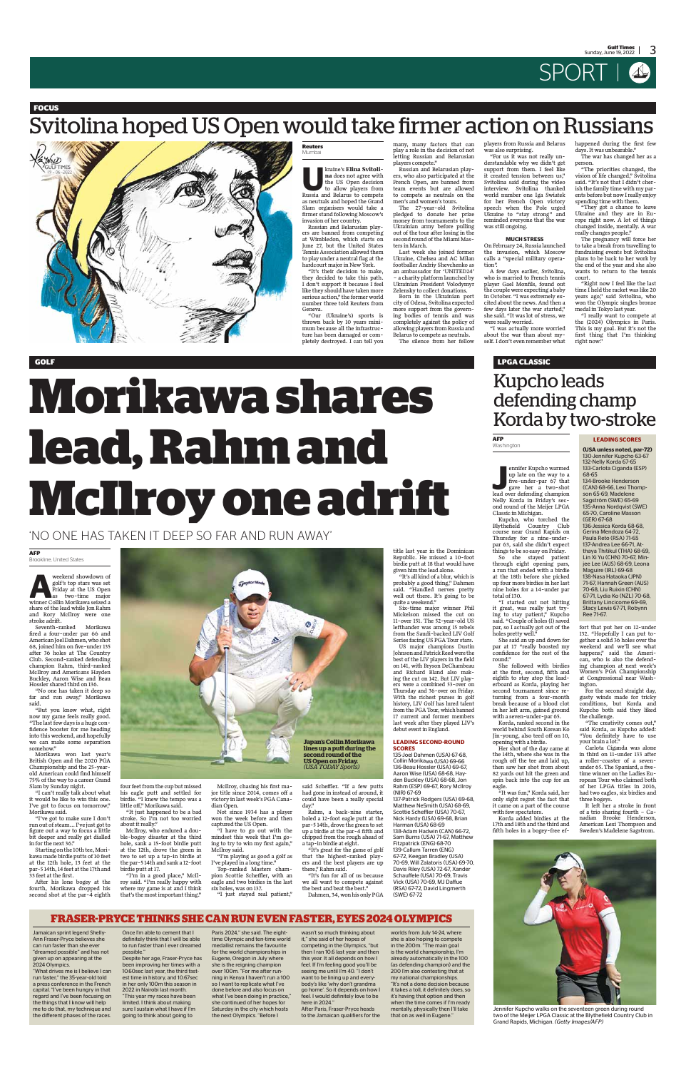# SPORT

FOCUS

## Svitolina hoped US Open would take firmer action on Russians

**Reuters**
Mumbai

Ukraine's **Elina Svitolina** does not agree with the US Open decision to allow players from Russia and Belarus to compete as neutrals and hoped the Grand Slam organisers would take a firmer stand following Moscow's invasion of her country.

Russian and Belarusian players are banned from competing at Wimbledon, which starts on June 27, but the United States Tennis Association allowed them to play under a neutral flag at the hardcourt major in New York.

"It's their decision to make, they decided to take this path. I don't support it because I feel like they should have taken more serious action," the former world number three told Reuters from Geneva.

"Our (Ukraine's) sports is thrown back by 10 years minimum because all the infrastructure has been damaged or completely destroyed. I can tell you many, many factors that can play a role in the decision of not letting Russian and Belarusian players compete."

Russian and Belarusian players, who also participated at the French Open, are banned from team events but are allowed to compete as neutrals on the men's and women's tours.

The 27-year-old Svitolina pledged to donate her prize money from tournaments to the Ukrainian army before pulling out of the tour after losing in the second round of the Miami Masters in March.

Last week she joined former Ukraine, Chelsea and AC Milan footballer Andriy Shevchenko as an ambassador for 'UNITED24' – a charity platform launched by Ukrainian President Volodymyr Zelensky to collect donations.

Born in the Ukrainian port city of Odesa, Svitolina expected more support from the governing bodies of tennis and was completely against the policy of allowing players from Russia and Belarus to compete as neutrals.

The silence from her fellow players from Russia and Belarus was also surprising.

"For us it was not really understandable why we didn't get support from them. I feel like it created tension between us," Svitolina said during the video interview. Svitolina thanked world number one Iga Swiatek for her French Open victory speech when the Pole urged Ukraine to "stay strong" and reminded everyone that the war was still ongoing.

### MUCH STRESS

On February 24, Russia launched the invasion, which Moscow calls a "special military operation".

A few days earlier, Svitolina, who is married to French tennis player Gael Monfils, found out the couple were expecting a baby in October. "I was extremely excited about the news. And then a few days later the war started," she said. "It was lot of stress, we were really worried.

"I was actually more worried about the war than about myself. I don't even remember what happened during the first few days. It was unbearable."

The war has changed her as a person.

"The priorities changed, the vision of life changed," Svitolina said. "It's not that I didn't cherish the family time with my parents before but now I really enjoy spending time with them.

"They got a chance to leave Ukraine and they are in Europe right now. A lot of things changed inside, mentally. A war really changes people."

The pregnancy will force her to take a break from travelling to fundraising events but Svitolina plans to be back to her work by the end of the year and she also wants to return to the tennis court.

"Right now I feel like the last time I held the racket was like 20 years ago," said Svitolina, who won the Olympic singles bronze medal in Tokyo last year.

"I really want to compete at the (2024) Olympics in Paris. This is my goal. But it's not the first thing that I'm thinking right now."

GOLF

# Morikawa shares lead, Rahm and McIlroy one adrift

'NO ONE HAS TAKEN IT DEEP SO FAR AND RUN AWAY'

**AFP**
Brookline, United States

A weekend showdown of golf's top stars was set Friday at the US Open as two-time major winner Collin Morikawa seized a share of the lead while Jon Rahm and Rory McIlroy were one stroke adrift.

Seventh-ranked Morikawa fired a four-under par 66 and American Joel Dahmen, who shot 68, joined him on five-under 135 after 36 holes at The Country Club. Second-ranked defending champion Rahm, third-ranked McIlroy and Americans Hayden Buckley, Aaron Wise and Beau Hossler shared third on 136.

"No one has taken it deep so far and run away," Morikawa said.

"But you know what, right now my game feels really good. "The last few days is a huge confidence booster for me heading into this weekend, and hopefully we can make some separation somehow."

Morikawa won last year's British Open and the 2020 PGA Championship and the 25-year-old American could find himself 75% of the way to a career Grand Slam by Sunday night.

"I can't really talk about what it would be like to win this one. I've got to focus on tomorrow," Morikawa said.

"I've got to make sure I don't run out of steam... I've just got to figure out a way to focus a little bit deeper and really get dialled in for the next 36."

Starting on the 10th tee, Morikawa made birdie putts of 10 feet at the 12th hole, 13 feet at the par-5 14th, 14 feet at the 17th and 33 feet at the first.

After his lone bogey at the fourth, Morikawa dropped his second shot at the par-4 eighth four feet from the cup but missed his eagle putt and settled for birdie. "I knew the tempo was a little off," Morikawa said.

"It just happened to be a bad stroke. So I'm not too worried about it really."

McIlroy, who endured a double-bogey disaster at the third hole, sank a 15-foot birdie putt at the 12th, drove the green in two to set up a tap-in birdie at the par-5 14th and sank a 12-foot birdie putt at 17.

"I'm in a good place," McIlroy said. "I'm really happy with where my game is at and I think that's the most important thing."

McIlroy, chasing his first major title since 2014, comes off a victory in last week's PGA Canadian Open.

Not since 1934 has a player won the week before and then captured the US Open.

"I have to go out with the mindset this week that I'm going to try to win my first again," McIlroy said.

"I'm playing as good a golf as I've played in a long time."

Top-ranked Masters champion Scottie Scheffler, with an eagle and two birdies in the last six holes, was on 137.

"I just stayed real patient," said Scheffler. "If a few putts had gone in instead of around, it could have been a really special day."

Rahm, a back-nine starter, holed a 12-foot eagle putt at the par-5 14th, drove the green to set up a birdie at the par-4 fifth and chipped from the rough ahead of a tap-in birdie at eight.

"It's great for the game of golf that the highest-ranked players are up there and the best players are up there," Rahm said.

"It's fun for all of us because we all want to compete against the best and beat the best."

Dahmen, 34, won his only PGA title last year in the Dominican Republic. He missed a 10-foot birdie putt at 18 that would have given him the lead alone.

"It's all kind of a blur, which is probably a good thing," Dahmen said. "Handled nerves pretty well out there. It's going to be quite a weekend."

Six-time major winner Phil Mickelson missed the cut on 11-over 151. The 52-year-old US lefthander was among 15 rebels from the Saudi-backed LIV Golf Series facing US PGA Tour bans.

US major champions Dustin Johnson and Patrick Reed were the best of the LIV players in the field on 141, with Bryson DeChambeau and Richard Bland also making the cut on 142. But LIV players were a combined 53-over on Thursday and 36-over on Friday. With the richest purses in golf history, LIV Golf has lured talent from the PGA Tour, which banned 17 current and former members last week after they played LIV's debut event in England.

**Japan's Collin Morikawa lines up a putt during the second round of the US Open on Friday.** *(USA TODAY Sports)*

### LEADING SECOND-ROUND SCORES

135-Joel Dahmen (USA) 67-68, Collin Morikawa (USA) 69-66
136-Beau Hossler (USA) 69-67, Aaron Wise (USA) 68-68, Hayden Buckley (USA) 68-68, Jon Rahm (ESP) 69-67, Rory McIlroy (NIR) 67-69
137-Patrick Rodgers (USA) 69-68, Matthew NeSmith (USA) 68-69, Scottie Scheffler (USA) 70-67, Nick Hardy (USA) 69-68, Brian Harman (USA) 68-69
138-Adam Hadwin (CAN) 66-72, Sam Burns (USA) 71-67, Matthew Fitzpatrick (ENG) 68-70
139-Callum Tarren (ENG) 67-72, Keegan Bradley (USA) 70-69, Will Zalatoris (USA) 69-70, Davis Riley (USA) 72-67, Xander Schauffele (USA) 70-69, Travis Vick (USA) 70-69, MJ Daffue (RSA) 67-72, David Lingmerth (SWE) 67-72

LPGA CLASSIC

## Kupcho leads defending champ Korda by two-stroke

**AFP**
Washington

Jennifer Kupcho warmed up late on the way to a five-under-par 67 that gave her a two-shot lead over defending champion Nelly Korda in Friday's second round of the Meijer LPGA Classic in Michigan.

Kupcho, who torched the Blythefield Country Club course near Grand Rapids on Thursday for a nine-under-par 63, said she didn't expect things to be so easy on Friday.

So she stayed patient through eight opening pars, a run that ended with a birdie at the 18th before she picked up four more birdies in her last nine holes for a 14-under par total of 130.

"I started out not hitting it great, was really just trying to stay patient," Kupcho said. "Couple of holes (I) saved par, so I actually got out of the holes pretty well."

She said an up and down for par at 17 "really boosted my confidence for the rest of the round."

She followed with birdies at the first, second, fifth and eighth to stay atop the leaderboard as Korda, playing her second tournament since returning from a four-month break because of a blood clot in her left arm, gained ground with a seven-under-par 65.

Korda, ranked second in the world behind South Korean Ko Jin-young, also teed off on 10, opening with a birdie.

Her shot of the day came at the 14th, where she was in the rough off the tee and laid up, then saw her shot from about 82 yards out hit the green and spin back into the cup for an eagle.

"It was fun," Korda said, her only sight regret the fact that it came on a part of the course with few spectators.

Korda added birdies at the 17th and 18th and the third and fifth holes in a bogey-free effort that put her on 12-under 132. "Hopefully I can put together a solid 36 holes over the weekend and we'll see what happens," said the American, who is also the defending champion at next week's Women's PGA Championship at Congressional near Washington.

For the second straight day, gusty winds made for tricky conditions, but Korda and Kupcho both said they liked the challenge.

"The creativity comes out," said Korda, as Kupcho added: "You definitely have to use your brain a lot."

Carlota Ciganda was alone in third on 11-under 133 after a roller-coaster of a seven-under 65. The Spaniard, a five-time winner on the Ladies European Tour who claimed both of her LPGA titles in 2016, had two eagles, six birdies and three bogeys.

It left her a stroke in front of a trio sharing fourth – Canadian Brooke Henderson, American Lexi Thompson and Sweden's Madelene Sagstrom.

### LEADING SCORES

**(USA unless noted, par-72)**

130-Jennifer Kupcho 63-67
132-Nelly Korda 67-65
133-Carlota Ciganda (ESP) 68-65
134-Brooke Henderson (CAN) 68-66, Lexi Thompson 65-69, Madelene Sagström (SWE) 65-69
135-Anna Nordqvist (SWE) 65-70, Caroline Masson (GER) 67-68
136-Jessica Korda 68-68, Gerina Mendoza 64-72, Paula Reto (RSA) 71-65
137-Andrea Lee 66-71, Atthaya Thitikul (THA) 68-69, Lin Xi Yu (CHN) 70-67, Minjee Lee (AUS) 68-69, Leona Maguire (IRL) 69-68
138-Nasa Hataoka (JPN) 71-67, Hannah Green (AUS) 70-68, Liu Ruixin (CHN) 67-71, Lydia Ko (NZL) 70-68, Brittany Lincicome 69-69, Stacy Lewis 67-71, Robynn Ree 71-67

Jennifer Kupcho walks on the seventeen green during round two of the Meijer LPGA Classic at the Blythefield Country Club in Grand Rapids, Michigan. *(Getty Images/AFP)*

## FRASER-PRYCE THINKS SHE CAN RUN EVEN FASTER, EYES 2024 OLYMPICS

Jamaican sprint legend Shelly-Ann Fraser-Pryce believes she can run faster than she ever "dreamed possible" and has not given up on appearing at the 2024 Olympics.

"What drives me is I believe I can run faster," the 35-year-old told a press conference in the French capital. "I've been hungry in that regard and I've been focusing on the things that I know will help me to do that, my technique and the different phases of the races. Once I'm able to cement that I definitely think that I will be able to run faster than I ever dreamed possible."

Despite her age, Fraser-Pryce has been improving her times with a 10.60sec last year, the third fastest time in history, and 10.67sec in her only 100m this season in 2022 in Nairobi last month.

"This year my races have been limited. I think about making sure I sustain what I have if I'm going to think about going to Paris 2024," she said. The eight-time Olympic and ten-time world medallist remains the favourite for the world championships in Eugene, Oregon in July where she is the reigning champion over 100m. "For me after running in Kenya I haven't run a 100 so I want to replicate what I've done before and also focus on what I've been doing in practice," she continued her of hopes for Saturday in the city which hosts the next Olympics. "Before I wasn't so much thinking about it," she said of her hopes of competing in the Olympics, "but then I ran 10.6 last year and then this year. It all depends on how I feel. If I'm feeling good you'll be seeing me until I'm 40. "I don't want to be lining up and everybody's like 'why don't grandma go home'. So it depends on how I feel. I would definitely love to be here in 2024."

After Paris, Fraser-Pryce heads to the Jamaican qualifiers for the worlds from July 14-24, where she is also hoping to compete in the 200m. "The main goal is the world championship, I'm already automatically in the 100 (as defending champion) and the 200 I'm also contesting that at my national championships. "It's not a done decision because it takes a toll, it definitely does, so it's having that option and then when the time comes if I'm ready mentally, physically then I'll take that on as well in Eugene."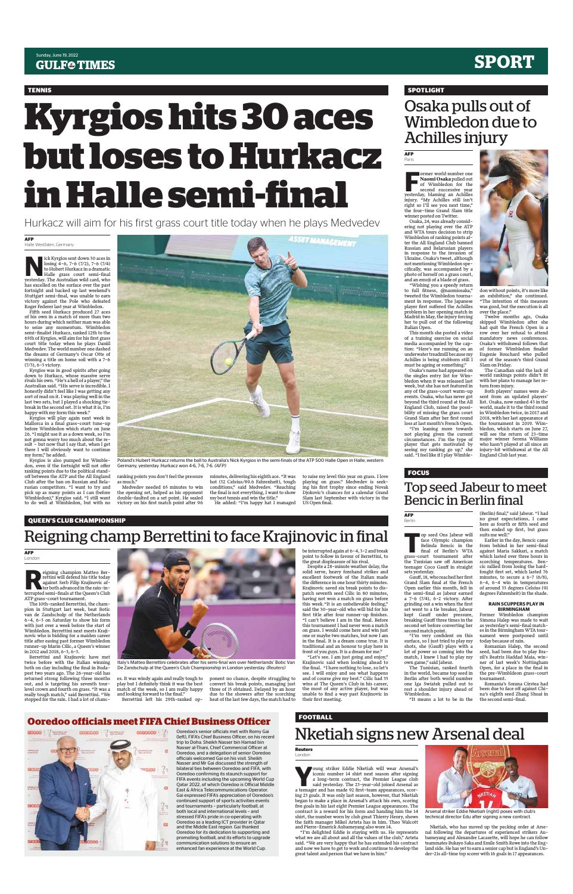# Kyrgios hits 30 aces but loses to Hurkacz in Halle semi-final

Hurkacz will aim for his first grass court title today when he plays Medvedev

**AFP**
Halle Westfalen, Germany

Nick Kyrgios sent down 30 aces in losing 4-6, 7-6 (7/2), 7-6 (7/4) to Hubert Hurkacz in a dramatic Halle grass court semi-final yesterday. The Australian wild card, who has excelled on the surface over the past fortnight and backed up last weekend's Stuttgart semi-final, was unable to earn victory against the Pole who defeated Roger Federer last year at Wimbledon.

Fifth seed Hurkacz produced 27 aces of his own in a match of more than two hours during which neither man was able to seize any momentum. Wimbledon semi-finalist Hurkacz, ranked 12th to the 65th of Kyrgios, will aim for his first grass court title today when he plays Daniil Medvedev. The world number one dashed the dreams of Germany's Oscar Otte of winning a title on home soil with a 7-6 (7/3), 6-3 victory.

Kyrgios was in good spirits after going down to Hurkacz, whose massive serve rivals his own. "He's a hell of a player," the Australian said. "His serve is incredible. I honestly didn't feel like I was getting any sort of read on it. I was playing well in the last two sets, but I played a shocking tie-break in the second set. It is what it is, I'm happy with my form this week."

Kyrgios will play again next week in Mallorca in a final grass-court tune-up before Wimbledon which starts on June 26. "I might use it as a down week, so I'm not gonna worry too much about the result – but now that I say that, when I get there I will obviously want to continue my form," he added.

Kyrgios is also pumped for Wimbledon, even if the fortnight will not offer ranking points due to the political stand-off between the ATP and the All England Club after the ban on Russian and Belarusian competitors. "I want to try and pick up as many points as I can (before Wimbledon)," Kyrgios said. "I still want to do well at Wimbledon, but with no ranking points you don't feel the pressure as much."

Medvedev needed 65 minutes to win the opening set, helped as his opponent double-faulted on a set point. He sealed victory on his first match point after 96 minutes, delivering his eighth ace. "It was hot (32 Celsius/89.6 Fahrenheit), tough conditions," said Medvedev. "Reaching the final is not everything, I want to show my best tennis and win the title."

He added: "I'm happy I managed to raise my level this year on grass. I love playing on grass." Medvedev is seeking his first trophy since ending Novak Djokovic's chances for a calendar Grand Slam last September with victory in the US Open final.

Poland's Hubert Hurkacz returns the ball to Australia's Nick Kyrgios in the semi-finals of the ATP 500 Halle Open in Halle, western Germany, yesterday. Hurkacz won 4-6, 7-6, 7-6. *(AFP)*

## Osaka pulls out of Wimbledon due to Achilles injury

**AFP**
Paris

Former world number one **Naomi Osaka** pulled out of Wimbledon for the second successive year yesterday, blaming an Achilles injury. "My Achilles still isn't right so I'll see you next time," the four-time Grand Slam title winner posted on Twitter.

Osaka, 24, was already considering not playing over the ATP and WTA tours decision to strip Wimbledon of ranking points after the All England Club banned Russian and Belarusian players in response to the invasion of Ukraine. Osaka's tweet, although not mentioning Wimbledon specifically, was accompanied by a photo of herself on a grass court, and an emoji of a blade of grass.

"Wishing you a speedy return to full fitness, @naomiosaka," tweeted the Wimbledon tournament in response. The Japanese player first suffered the Achilles problem in her opening match in Madrid in May, the injury forcing her to pull out of the following Italian Open.

This month she posted a video of a training exercise on social media accompanied by the caption: "Here's me running on an underwater treadmill because my Achilles is being stubborn still I must be ageing or something."

Osaka's name had appeared on the singles entry list for Wimbledon when it was released last week, but she has not featured in any of the grass-court warm-up events. Osaka, who has never got beyond the third round at the All England Club, raised the possibility of missing the grass court Grand Slam after her first round loss at last month's French Open.

"I'm leaning more towards not playing given the current circumstances. I'm the type of player that gets motivated by seeing my ranking go up," she said. "I feel like if I play Wimbledon without points, it's more like an exhibition," she continued. "The intention of this measure was good, but the execution is all over the place."

Twelve months ago, Osaka skipped Wimbledon after she had quit the French Open in a row over her refusal to attend mandatory news conferences. Osaka's withdrawal follows that of former Wimbledon finalist Eugenie Bouchard who pulled out of the season's third Grand Slam on Friday.

The Canadian said the lack of world rankings points didn't fit with her plans to manage her return from injury.

Both players' names were absent from an updated players' list. Osaka, now ranked 43 in the world, made it to the third round in Wimbledon twice, in 2017 and 2018, with her last appearance at the tournament in 2019. Wimbledon, which starts on June 27, will see the return of 23-time major winner Serena Williams who hasn't played at all since an injury-hit withdrawal at the All England Club last year.

## Top seed Jabeur to meet Bencic in Berlin final

**AFP**
Berlin

Top seed Ons Jabeur will face Olympic champion Belinda Bencic in the final of Berlin's WTA grass-court tournament after the Tunisian saw off American teenager Coco Gauff in straight sets yesterday.

Gauff, 18, who reached her first Grand Slam final at the French Open earlier this month, fell in the semi-final as Jabeur earned a 7-6 (7/4), 6-2 victory. After grinding out a win when the first set went to a tie breaker, Jabeur kept Gauff under pressure, breaking Gauff three times in the second set before converting her second match point.

"I'm very confident on this surface, so I just tried to play my shots, she (Gauff) plays with a lot of power so coming into the match, I knew I had to play my own game," said Jabeur.

The Tunisian, ranked fourth in the world, became top seed in Berlin after world number one Iga Swiatek pulled out to rest a shoulder injury ahead of Wimbledon.

"It means a lot to be in the (Berlin) final," said Jabeur. "I had no great expectations, I came here as fourth or fifth seed and then ended up first, but grass suits me well."

Earlier in the day, Bencic came from behind in her semi-final against Maria Sakkari, a match which lasted over three hours in scorching temperatures. Bencic rallied from losing the hard-fought first set, which lasted 76 minutes, to secure a 6-7 (6/8), 6-4, 6-4 win in temperatures of around 33 degrees Celsius (91 degrees Fahrenheit) in the shade.

**RAIN SCUPPERS PLAY IN BIRMINGHAM**

Former Wimbledon champion Simona Halep was made to wait as yesterday's semi-final matches in the Birmingham WTA tournament were postponed until today because of rain.

Romanian Halep, the second seed, had been due to play Brazil's Beatriz Haddad Maia, winner of last week's Nottingham Open, for a place in the final in the pre-Wimbledon grass-court tournament.

Romania's Sorana Cirstea had been due to face off against China's eighth seed Zhang Shuai in the second semi-final.

## Reigning champ Berrettini to face Krajinovic in final

**AFP**
London

Reigning champion Matteo Berrettini will defend his title today against Serb Filip Krajinovic after both advanced in the rain-interrupted semi-finals at the Queen's Club ATP grass-court tournament.

The 10th-ranked Berrettini, the champion in Stuttgart last week, beat Botic van de Zandschulp of the Netherlands 6-4, 6-3 on Saturday to show his form with just over a week before the start of Wimbledon. Berrettini next meets Krajinovic who is bidding for a maiden career title after easing past former Wimbledon runner-up Marin Cilic, a Queen's winner in 2012 and 2018, 6-3, 6-3.

Berrettini and Krajinovic have met twice before with the Italian winning both on clay including the final in Budapest two years ago. The 26-year-old has returned strong following three months out, and is targeting his seventh tour-level crown and fourth on grass. "It was a really tough match," said Berrettini. "We stopped for the rain. I had a lot of chances. It was windy again and really tough to play but I definitely think it was the best match of the week, so I am really happy and looking forward to the final."

Berrettini left his 29th-ranked opponent no chance, despite struggling to convert his break points, managing just three of 15 obtained. Delayed by an hour due to the showers after the scorching heat of the last few days, the match had to be interrupted again at 6-4, 3-2 and break point to follow in favour of Berrettini, to the great displeasure of his rival.

Despite a 28-minute weather delay, the solid serve, heavy forehand strikes and excellent footwork of the Italian made the difference in one hour thirty minutes. Krajinovic saved six break points to dispatch seventh seed Cilic in 80 minutes, having not won a match on grass before this week."It is an unbelievable feeling," said the 30-year-old who will bid for his first title after four runner-up finishes. "I can't believe I am in the final. Before this tournament I had never won a match on grass. I would come here and win just one or maybe two matches, but now I am in the final. It is a dream come true. It is traditional and an honour to play here in front of you guys. It is a dream for me."

"Let's see. I am just going and enjoy," Krajinovic said when looking ahead to the final. "I have nothing to lose, so let's see. I will enjoy and see what happens and of course give my best." Cilic had 35 wins at The Queen's Club in his career, the most of any active player, but was unable to find a way past Krajinovic in their first meeting.

Italy's Matteo Berrettini celebrates after his semi-final win over Netherlands' Botic Van De Zandschulp at the Queen's Club Championship in London yesterday. *(Reuters)*

## Ooredoo officials meet FIFA Chief Business Officer

Ooredoo's senior officials met with Romy Gai (left), FIFA's Chief Business Officer, on his recent trip to Doha. Sheikh Nasser bin Hamad bin Nasser al-Thani, Chief Commercial Officer at Ooredoo, and a delegation of senior Ooredoo officials welcomed Gai on his visit. Sheikh Nasser and Mr Gai discussed the strength of bilateral ties between Ooredoo and FIFA, with Ooredoo confirming its staunch support for FIFA events including the upcoming World Cup Qatar 2022, of which Ooredoo is Official Middle East & Africa Telecommunications Operator. Gai expressed FIFA's appreciation of Ooredoo's continued support of sports activities events and tournaments - particularly football, at both local and international levels - and stressed FIFA's pride in co-operating with Ooredoo as a leading ICT provider in Qatar and the Middle East region. Gai thanked Ooredoo for its dedication to supporting and promoting football, and its efforts to upgrade communication solutions to ensure an enhanced fan experience at the World Cup.

## Nketiah signs new Arsenal deal

**Reuters**
London

Young striker Eddie Nketiah will wear Arsenal's iconic number 14 shirt next season after signing a long-term contract, the Premier League club said yesterday. The 23-year-old joined Arsenal as a teenager and has made 92 first-team appearances, scoring 23 goals. It was only last season, however, that Nketiah began to make a place in Arsenal's attack his own, scoring five goals in his last eight Premier League appearances. The contract is a reward for his form and handing him the 14 shirt, the number worn by club great Thierry Henry, shows the faith manager Mikel Arteta has in him. Theo Walcott and Pierre-Emerick Aubameyang also wore 14.

"I'm delighted Eddie is staying with us. He represents what we are all about and all the values of the club," Arteta said. "We are very happy that he has extended his contract and now we have to get to work and continue to develop the great talent and person that we have in him."

Nketiah, who has moved up the pecking order at Arsenal following the departures of experienced strikers Aubameyang and Alexandre Lacazette, will hope he can follow teammates Bukayo Saka and Emile Smith Rowe into the England side. He has yet to earn a senior cap but is England's Under-21s all-time top scorer with 16 goals in 17 appearances.

Arsenal striker Eddie Nketiah (right) poses with club's technical director Edu after signing a new contract.